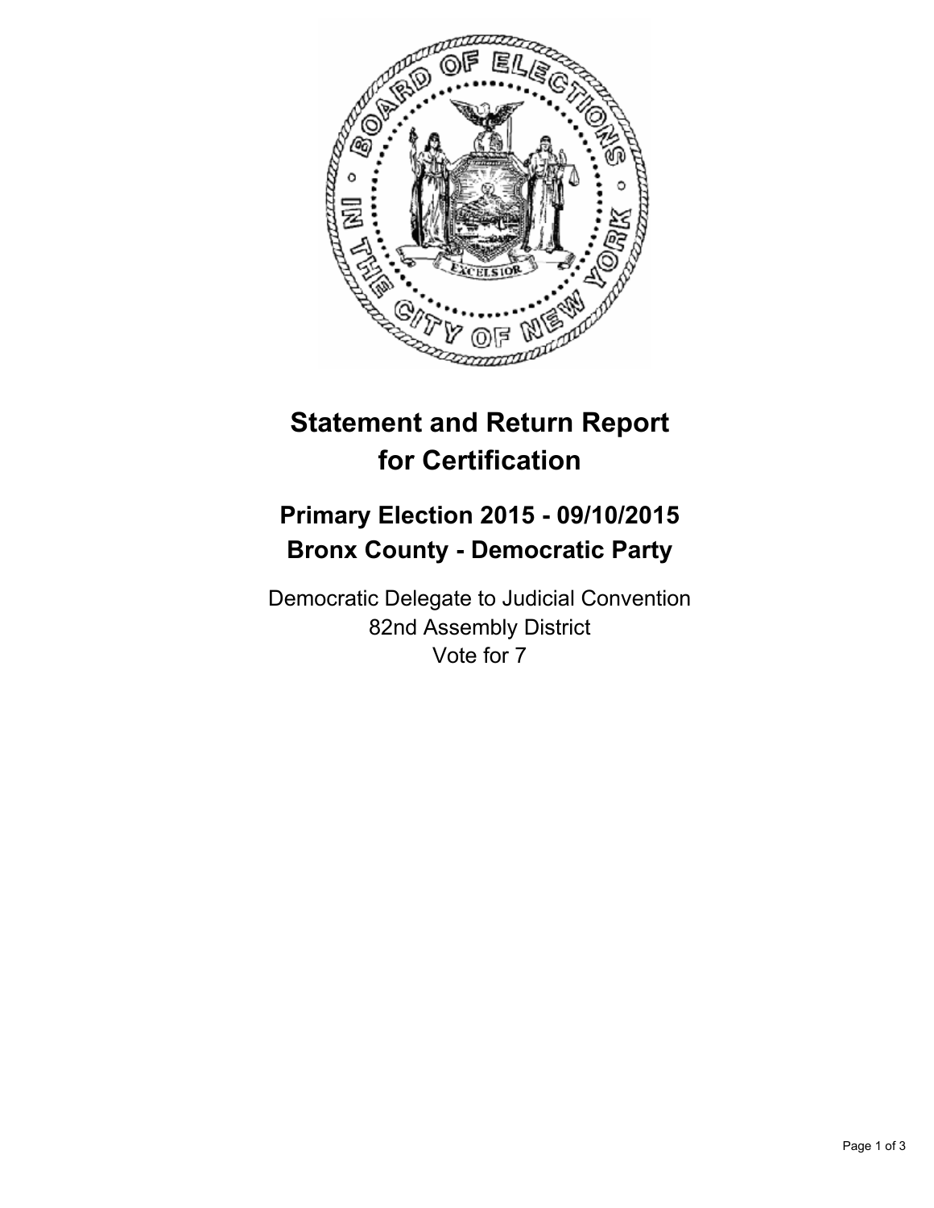# Statement and Return Report for Certification

## Primary Election 2015 - 09/10/2015
## Bronx County - Democratic Party

Democratic Delegate to Judicial Convention
82nd Assembly District
Vote for 7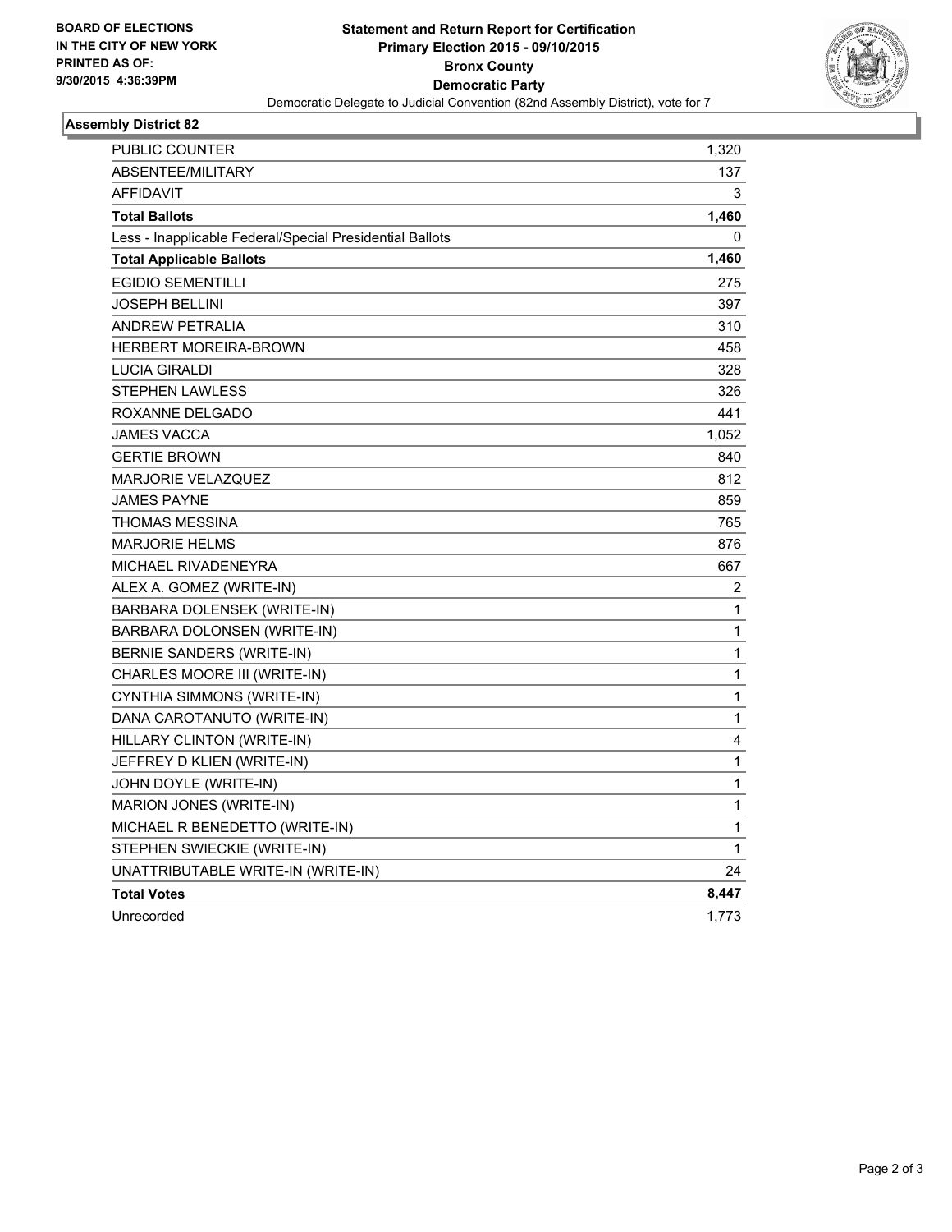BOARD OF ELECTIONS
IN THE CITY OF NEW YORK
PRINTED AS OF:
9/30/2015 4:36:39PM

**Statement and Return Report for Certification**
**Primary Election 2015 - 09/10/2015**
**Bronx County**
**Democratic Party**
Democratic Delegate to Judicial Convention (82nd Assembly District), vote for 7

### Assembly District 82

| | |
|---|---|
| PUBLIC COUNTER | 1,320 |
| ABSENTEE/MILITARY | 137 |
| AFFIDAVIT | 3 |
| **Total Ballots** | **1,460** |
| Less - Inapplicable Federal/Special Presidential Ballots | 0 |
| **Total Applicable Ballots** | **1,460** |
| EGIDIO SEMENTILLI | 275 |
| JOSEPH BELLINI | 397 |
| ANDREW PETRALIA | 310 |
| HERBERT MOREIRA-BROWN | 458 |
| LUCIA GIRALDI | 328 |
| STEPHEN LAWLESS | 326 |
| ROXANNE DELGADO | 441 |
| JAMES VACCA | 1,052 |
| GERTIE BROWN | 840 |
| MARJORIE VELAZQUEZ | 812 |
| JAMES PAYNE | 859 |
| THOMAS MESSINA | 765 |
| MARJORIE HELMS | 876 |
| MICHAEL RIVADENEYRA | 667 |
| ALEX A. GOMEZ (WRITE-IN) | 2 |
| BARBARA DOLENSEK (WRITE-IN) | 1 |
| BARBARA DOLONSEN (WRITE-IN) | 1 |
| BERNIE SANDERS (WRITE-IN) | 1 |
| CHARLES MOORE III (WRITE-IN) | 1 |
| CYNTHIA SIMMONS (WRITE-IN) | 1 |
| DANA CAROTANUTO (WRITE-IN) | 1 |
| HILLARY CLINTON (WRITE-IN) | 4 |
| JEFFREY D KLIEN (WRITE-IN) | 1 |
| JOHN DOYLE (WRITE-IN) | 1 |
| MARION JONES (WRITE-IN) | 1 |
| MICHAEL R BENEDETTO (WRITE-IN) | 1 |
| STEPHEN SWIECKIE (WRITE-IN) | 1 |
| UNATTRIBUTABLE WRITE-IN (WRITE-IN) | 24 |
| **Total Votes** | **8,447** |
| Unrecorded | 1,773 |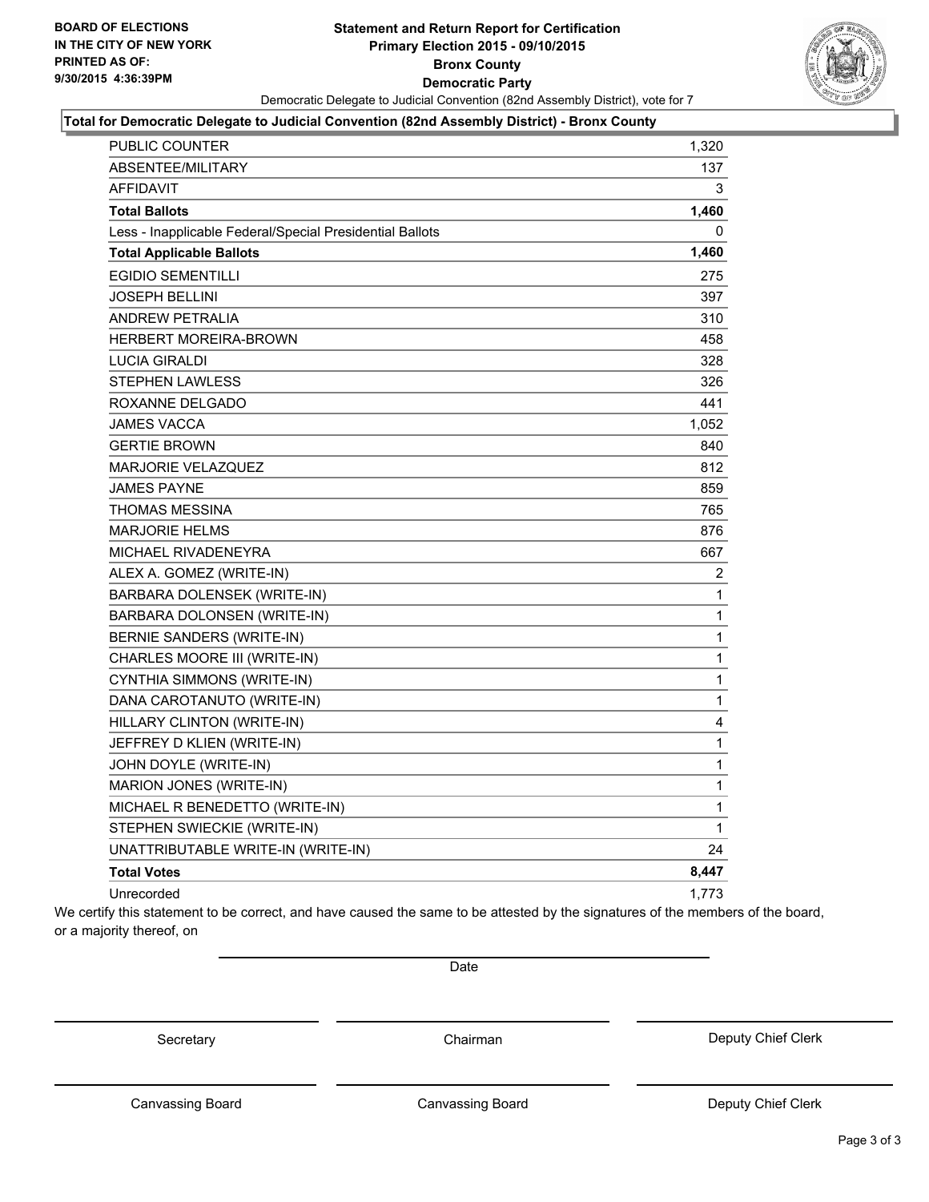BOARD OF ELECTIONS
IN THE CITY OF NEW YORK
PRINTED AS OF:
9/30/2015 4:36:39PM

**Statement and Return Report for Certification**
**Primary Election 2015 - 09/10/2015**
**Bronx County**
**Democratic Party**
Democratic Delegate to Judicial Convention (82nd Assembly District), vote for 7

**Total for Democratic Delegate to Judicial Convention (82nd Assembly District) - Bronx County**

| | |
|---|---|
| PUBLIC COUNTER | 1,320 |
| ABSENTEE/MILITARY | 137 |
| AFFIDAVIT | 3 |
| **Total Ballots** | **1,460** |
| Less - Inapplicable Federal/Special Presidential Ballots | 0 |
| **Total Applicable Ballots** | **1,460** |
| EGIDIO SEMENTILLI | 275 |
| JOSEPH BELLINI | 397 |
| ANDREW PETRALIA | 310 |
| HERBERT MOREIRA-BROWN | 458 |
| LUCIA GIRALDI | 328 |
| STEPHEN LAWLESS | 326 |
| ROXANNE DELGADO | 441 |
| JAMES VACCA | 1,052 |
| GERTIE BROWN | 840 |
| MARJORIE VELAZQUEZ | 812 |
| JAMES PAYNE | 859 |
| THOMAS MESSINA | 765 |
| MARJORIE HELMS | 876 |
| MICHAEL RIVADENEYRA | 667 |
| ALEX A. GOMEZ (WRITE-IN) | 2 |
| BARBARA DOLENSEK (WRITE-IN) | 1 |
| BARBARA DOLONSEN (WRITE-IN) | 1 |
| BERNIE SANDERS (WRITE-IN) | 1 |
| CHARLES MOORE III (WRITE-IN) | 1 |
| CYNTHIA SIMMONS (WRITE-IN) | 1 |
| DANA CAROTANUTO (WRITE-IN) | 1 |
| HILLARY CLINTON (WRITE-IN) | 4 |
| JEFFREY D KLIEN (WRITE-IN) | 1 |
| JOHN DOYLE (WRITE-IN) | 1 |
| MARION JONES (WRITE-IN) | 1 |
| MICHAEL R BENEDETTO (WRITE-IN) | 1 |
| STEPHEN SWIECKIE (WRITE-IN) | 1 |
| UNATTRIBUTABLE WRITE-IN (WRITE-IN) | 24 |
| **Total Votes** | **8,447** |
| Unrecorded | 1,773 |

We certify this statement to be correct, and have caused the same to be attested by the signatures of the members of the board, or a majority thereof, on

Date

Secretary | Chairman | Deputy Chief Clerk

Canvassing Board | Canvassing Board | Deputy Chief Clerk